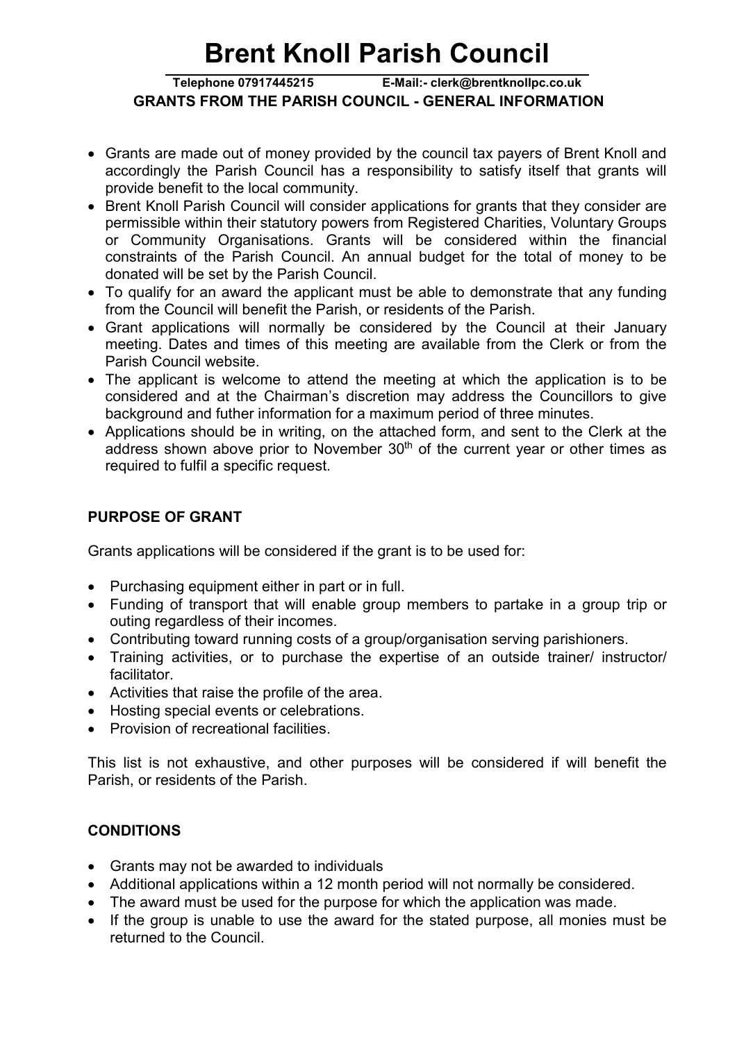# Brent Knoll Parish Council

**Telephone 07917445215 E-Mail:- clerk@brentknollpc.co.uk**

**GRANTS FROM THE PARISH COUNCIL - GENERAL INFORMATION**

- Grants are made out of money provided by the council tax payers of Brent Knoll and accordingly the Parish Council has a responsibility to satisfy itself that grants will provide benefit to the local community.
- Brent Knoll Parish Council will consider applications for grants that they consider are permissible within their statutory powers from Registered Charities, Voluntary Groups or Community Organisations. Grants will be considered within the financial constraints of the Parish Council. An annual budget for the total of money to be donated will be set by the Parish Council.
- To qualify for an award the applicant must be able to demonstrate that any funding from the Council will benefit the Parish, or residents of the Parish.
- Grant applications will normally be considered by the Council at their January meeting. Dates and times of this meeting are available from the Clerk or from the Parish Council website.
- The applicant is welcome to attend the meeting at which the application is to be considered and at the Chairman's discretion may address the Councillors to give background and futher information for a maximum period of three minutes.
- Applications should be in writing, on the attached form, and sent to the Clerk at the address shown above prior to November 30th of the current year or other times as required to fulfil a specific request.

**PURPOSE OF GRANT**

Grants applications will be considered if the grant is to be used for:

- Purchasing equipment either in part or in full.
- Funding of transport that will enable group members to partake in a group trip or outing regardless of their incomes.
- Contributing toward running costs of a group/organisation serving parishioners.
- Training activities, or to purchase the expertise of an outside trainer/ instructor/ facilitator.
- Activities that raise the profile of the area.
- Hosting special events or celebrations.
- Provision of recreational facilities.

This list is not exhaustive, and other purposes will be considered if will benefit the Parish, or residents of the Parish.

**CONDITIONS**

- Grants may not be awarded to individuals
- Additional applications within a 12 month period will not normally be considered.
- The award must be used for the purpose for which the application was made.
- If the group is unable to use the award for the stated purpose, all monies must be returned to the Council.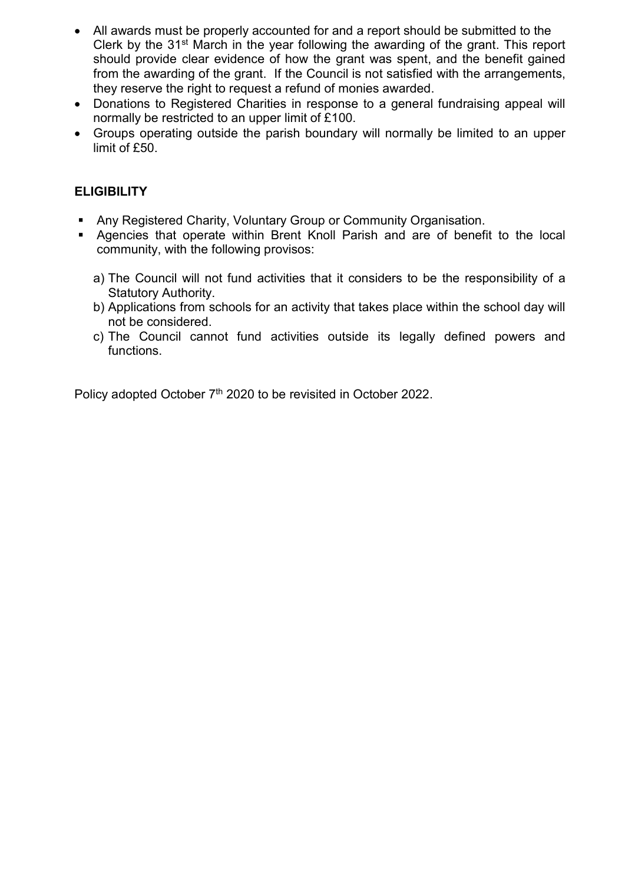- All awards must be properly accounted for and a report should be submitted to the Clerk by the 31st March in the year following the awarding of the grant. This report should provide clear evidence of how the grant was spent, and the benefit gained from the awarding of the grant. If the Council is not satisfied with the arrangements, they reserve the right to request a refund of monies awarded.
- Donations to Registered Charities in response to a general fundraising appeal will normally be restricted to an upper limit of £100.
- Groups operating outside the parish boundary will normally be limited to an upper limit of £50.

**ELIGIBILITY**

- Any Registered Charity, Voluntary Group or Community Organisation.
- Agencies that operate within Brent Knoll Parish and are of benefit to the local community, with the following provisos:

  a) The Council will not fund activities that it considers to be the responsibility of a Statutory Authority.
  b) Applications from schools for an activity that takes place within the school day will not be considered.
  c) The Council cannot fund activities outside its legally defined powers and functions.

Policy adopted October 7th 2020 to be revisited in October 2022.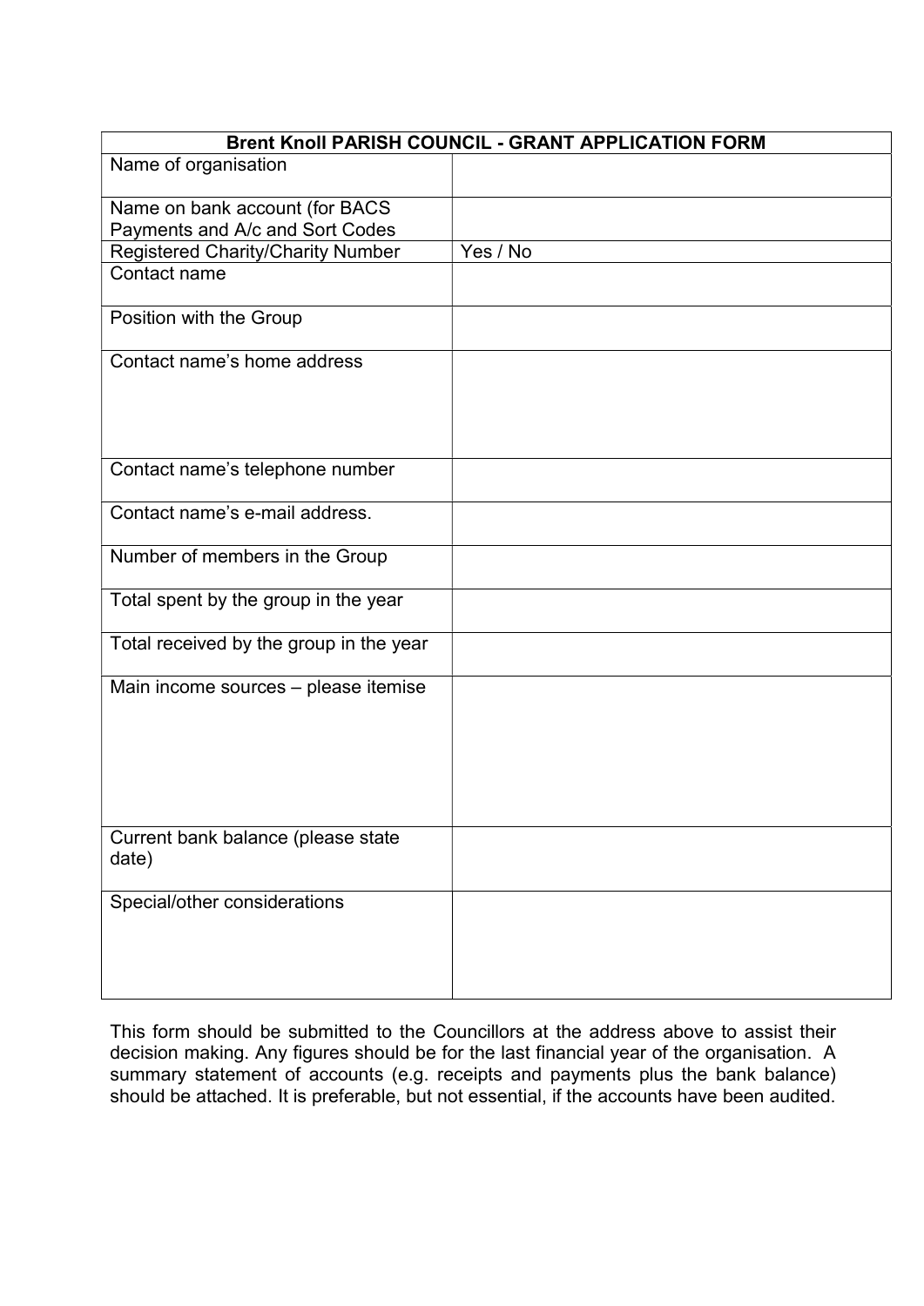| Brent Knoll PARISH COUNCIL - GRANT APPLICATION FORM | |
|---|---|
| Name of organisation | |
| Name on bank account (for BACS Payments and A/c and Sort Codes | |
| Registered Charity/Charity Number | Yes / No |
| Contact name | |
| Position with the Group | |
| Contact name's home address | |
| Contact name's telephone number | |
| Contact name's e-mail address. | |
| Number of members in the Group | |
| Total spent by the group in the year | |
| Total received by the group in the year | |
| Main income sources – please itemise | |
| Current bank balance (please state date) | |
| Special/other considerations | |

This form should be submitted to the Councillors at the address above to assist their decision making. Any figures should be for the last financial year of the organisation. A summary statement of accounts (e.g. receipts and payments plus the bank balance) should be attached. It is preferable, but not essential, if the accounts have been audited.